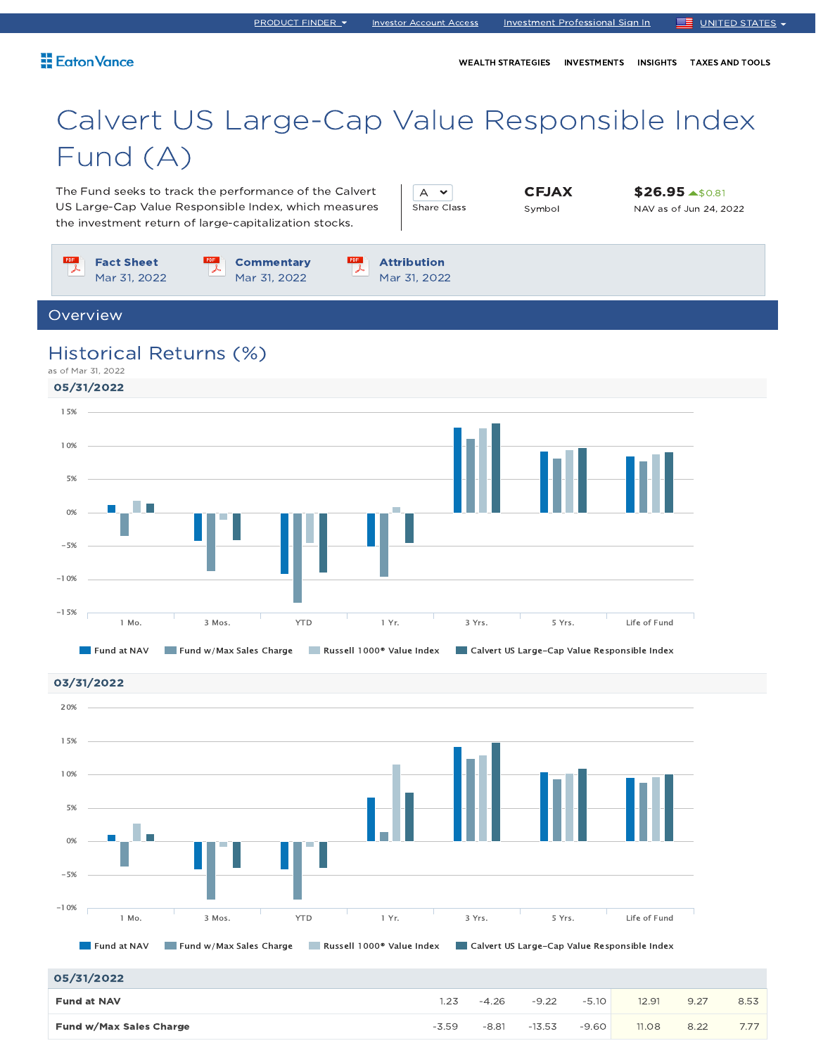PRODUCT FINDER | Investor Account Access | Investment Professional Sign In | UNITED STATES

Eaton Vance

WEALTH STRATEGIES | INVESTMENTS | INSIGHTS | TAXES AND TOOLS

# Calvert US Large-Cap Value Responsible Index Fund (A)

The Fund seeks to track the performance of the Calvert US Large-Cap Value Responsible Index, which measures the investment return of large-capitalization stocks.

A
Share Class

**CFJAX**
Symbol

**$26.95** ▲$0.81
NAV as of Jun 24, 2022

**Fact Sheet** Mar 31, 2022

**Commentary** Mar 31, 2022

**Attribution** Mar 31, 2022

## Overview

### Historical Returns (%)

as of Mar 31, 2022

**05/31/2022**

15%
10%
5%
0%
−5%
−10%
−15%

1 Mo. | 3 Mos. | YTD | 1 Yr. | 3 Yrs. | 5 Yrs. | Life of Fund

Fund at NAV | Fund w/Max Sales Charge | Russell 1000® Value Index | Calvert US Large-Cap Value Responsible Index

**03/31/2022**

20%
15%
10%
5%
0%
−5%
−10%

1 Mo. | 3 Mos. | YTD | 1 Yr. | 3 Yrs. | 5 Yrs. | Life of Fund

Fund at NAV | Fund w/Max Sales Charge | Russell 1000® Value Index | Calvert US Large-Cap Value Responsible Index

| 05/31/2022 | | | | | | | |
|---|---|---|---|---|---|---|---|
| **Fund at NAV** | 1.23 | -4.26 | -9.22 | -5.10 | 12.91 | 9.27 | 8.53 |
| **Fund w/Max Sales Charge** | -3.59 | -8.81 | -13.53 | -9.60 | 11.08 | 8.22 | 7.77 |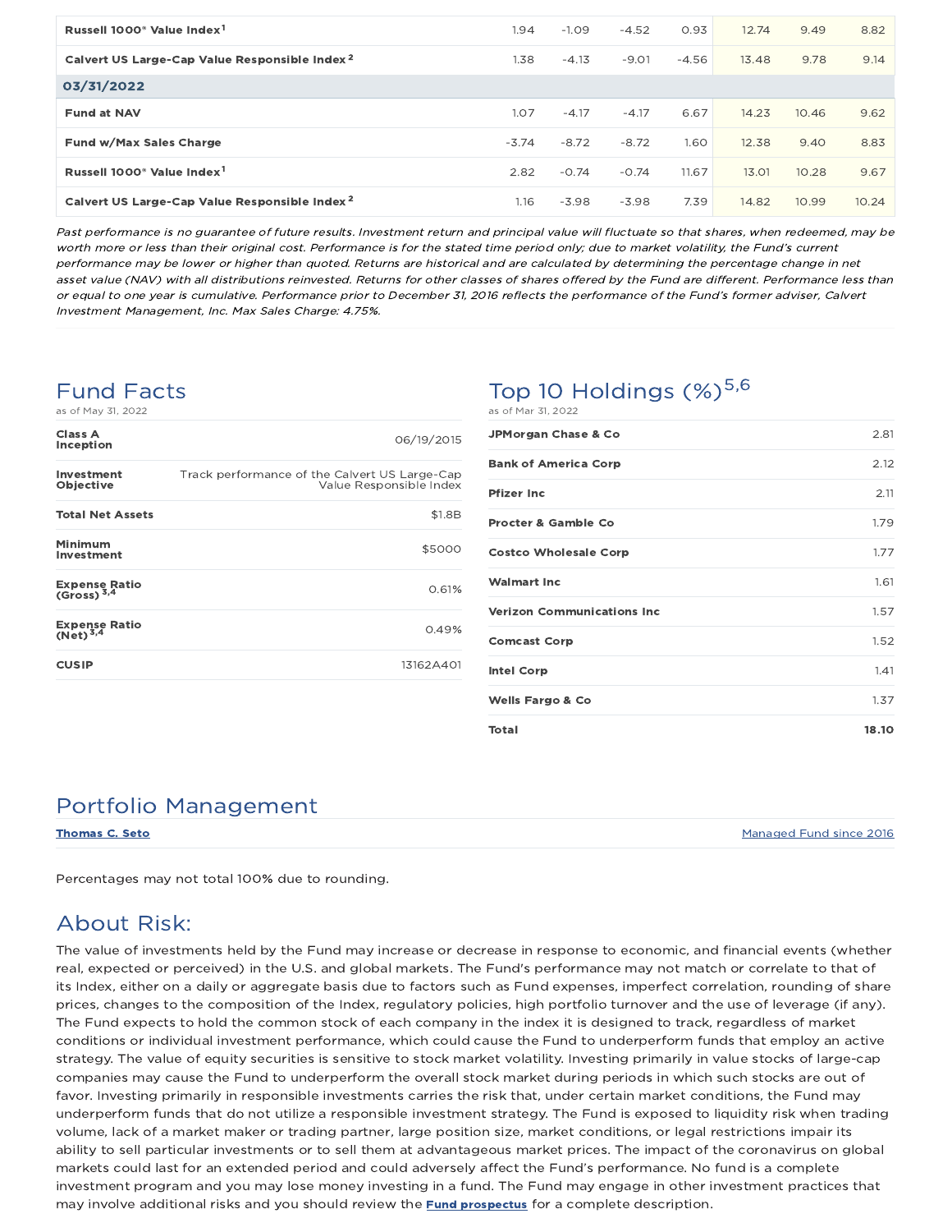| | | | | | | | |
|---|---|---|---|---|---|---|---|
| **Russell 1000® Value Index**[1] | 1.94 | -1.09 | -4.52 | 0.93 | 12.74 | 9.49 | 8.82 |
| **Calvert US Large-Cap Value Responsible Index**[2] | 1.38 | -4.13 | -9.01 | -4.56 | 13.48 | 9.78 | 9.14 |
| **03/31/2022** | | | | | | | |
| **Fund at NAV** | 1.07 | -4.17 | -4.17 | 6.67 | 14.23 | 10.46 | 9.62 |
| **Fund w/Max Sales Charge** | -3.74 | -8.72 | -8.72 | 1.60 | 12.38 | 9.40 | 8.83 |
| **Russell 1000® Value Index**[1] | 2.82 | -0.74 | -0.74 | 11.67 | 13.01 | 10.28 | 9.67 |
| **Calvert US Large-Cap Value Responsible Index**[2] | 1.16 | -3.98 | -3.98 | 7.39 | 14.82 | 10.99 | 10.24 |

*Past performance is no guarantee of future results. Investment return and principal value will fluctuate so that shares, when redeemed, may be worth more or less than their original cost. Performance is for the stated time period only; due to market volatility, the Fund's current performance may be lower or higher than quoted. Returns are historical and are calculated by determining the percentage change in net asset value (NAV) with all distributions reinvested. Returns for other classes of shares offered by the Fund are different. Performance less than or equal to one year is cumulative. Performance prior to December 31, 2016 reflects the performance of the Fund's former adviser, Calvert Investment Management, Inc. Max Sales Charge: 4.75%.*

## Fund Facts

as of May 31, 2022

| | |
|---|---|
| **Class A Inception** | 06/19/2015 |
| **Investment Objective** | Track performance of the Calvert US Large-Cap Value Responsible Index |
| **Total Net Assets** | $1.8B |
| **Minimum Investment** | $5000 |
| **Expense Ratio (Gross)**[3,4] | 0.61% |
| **Expense Ratio (Net)**[3,4] | 0.49% |
| **CUSIP** | 13162A401 |

## Top 10 Holdings (%)[5,6]

as of Mar 31, 2022

| | |
|---|---|
| **JPMorgan Chase & Co** | 2.81 |
| **Bank of America Corp** | 2.12 |
| **Pfizer Inc** | 2.11 |
| **Procter & Gamble Co** | 1.79 |
| **Costco Wholesale Corp** | 1.77 |
| **Walmart Inc** | 1.61 |
| **Verizon Communications Inc** | 1.57 |
| **Comcast Corp** | 1.52 |
| **Intel Corp** | 1.41 |
| **Wells Fargo & Co** | 1.37 |
| **Total** | **18.10** |

## Portfolio Management

| | |
|---|---|
| **Thomas C. Seto** | Managed Fund since 2016 |

Percentages may not total 100% due to rounding.

## About Risk:

The value of investments held by the Fund may increase or decrease in response to economic, and financial events (whether real, expected or perceived) in the U.S. and global markets. The Fund's performance may not match or correlate to that of its Index, either on a daily or aggregate basis due to factors such as Fund expenses, imperfect correlation, rounding of share prices, changes to the composition of the Index, regulatory policies, high portfolio turnover and the use of leverage (if any). The Fund expects to hold the common stock of each company in the index it is designed to track, regardless of market conditions or individual investment performance, which could cause the Fund to underperform funds that employ an active strategy. The value of equity securities is sensitive to stock market volatility. Investing primarily in value stocks of large-cap companies may cause the Fund to underperform the overall stock market during periods in which such stocks are out of favor. Investing primarily in responsible investments carries the risk that, under certain market conditions, the Fund may underperform funds that do not utilize a responsible investment strategy. The Fund is exposed to liquidity risk when trading volume, lack of a market maker or trading partner, large position size, market conditions, or legal restrictions impair its ability to sell particular investments or to sell them at advantageous market prices. The impact of the coronavirus on global markets could last for an extended period and could adversely affect the Fund's performance. No fund is a complete investment program and you may lose money investing in a fund. The Fund may engage in other investment practices that may involve additional risks and you should review the **Fund prospectus** for a complete description.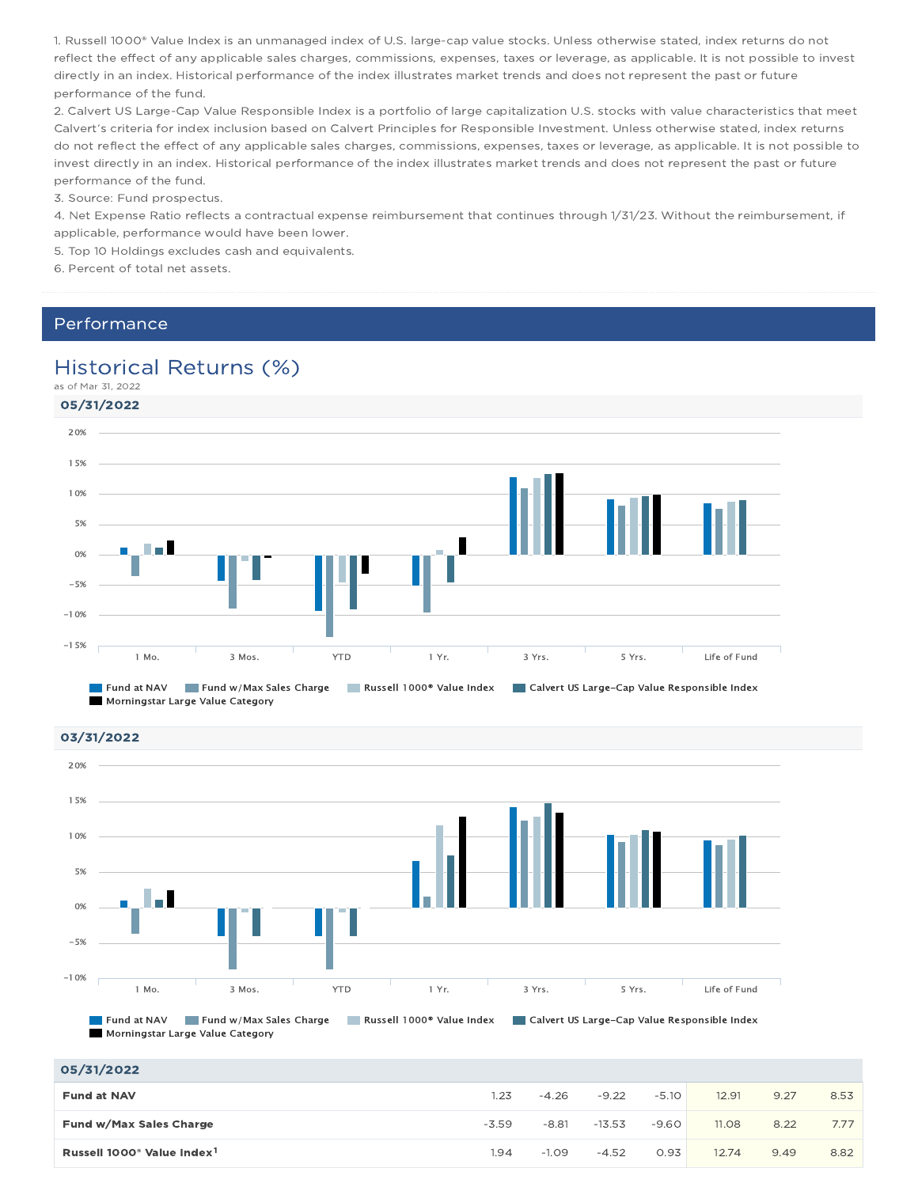1. Russell 1000® Value Index is an unmanaged index of U.S. large-cap value stocks. Unless otherwise stated, index returns do not reflect the effect of any applicable sales charges, commissions, expenses, taxes or leverage, as applicable. It is not possible to invest directly in an index. Historical performance of the index illustrates market trends and does not represent the past or future performance of the fund.
2. Calvert US Large-Cap Value Responsible Index is a portfolio of large capitalization U.S. stocks with value characteristics that meet Calvert's criteria for index inclusion based on Calvert Principles for Responsible Investment. Unless otherwise stated, index returns do not reflect the effect of any applicable sales charges, commissions, expenses, taxes or leverage, as applicable. It is not possible to invest directly in an index. Historical performance of the index illustrates market trends and does not represent the past or future performance of the fund.
3. Source: Fund prospectus.
4. Net Expense Ratio reflects a contractual expense reimbursement that continues through 1/31/23. Without the reimbursement, if applicable, performance would have been lower.
5. Top 10 Holdings excludes cash and equivalents.
6. Percent of total net assets.

## Performance

### Historical Returns (%)

as of Mar 31, 2022

**05/31/2022**

Legend: Fund at NAV, Fund w/Max Sales Charge, Russell 1000® Value Index, Calvert US Large-Cap Value Responsible Index, Morningstar Large Value Category

Categories: 1 Mo., 3 Mos., YTD, 1 Yr., 3 Yrs., 5 Yrs., Life of Fund

**03/31/2022**

Legend: Fund at NAV, Fund w/Max Sales Charge, Russell 1000® Value Index, Calvert US Large-Cap Value Responsible Index, Morningstar Large Value Category

Categories: 1 Mo., 3 Mos., YTD, 1 Yr., 3 Yrs., 5 Yrs., Life of Fund

| 05/31/2022 | | | | | | | |
|---|---|---|---|---|---|---|---|
| **Fund at NAV** | 1.23 | -4.26 | -9.22 | -5.10 | 12.91 | 9.27 | 8.53 |
| **Fund w/Max Sales Charge** | -3.59 | -8.81 | -13.53 | -9.60 | 11.08 | 8.22 | 7.77 |
| **Russell 1000® Value Index[1]** | 1.94 | -1.09 | -4.52 | 0.93 | 12.74 | 9.49 | 8.82 |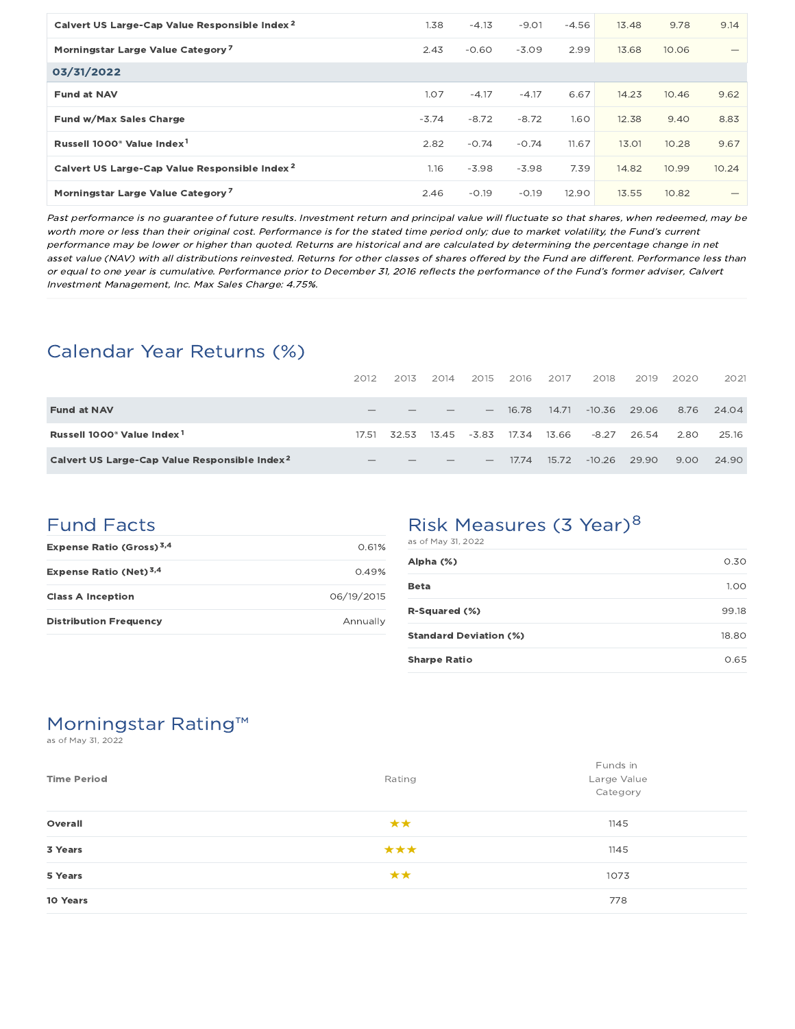| | | | | | | | |
|---|---|---|---|---|---|---|---|
| **Calvert US Large-Cap Value Responsible Index** [2] | 1.38 | -4.13 | -9.01 | -4.56 | 13.48 | 9.78 | 9.14 |
| **Morningstar Large Value Category** [7] | 2.43 | -0.60 | -3.09 | 2.99 | 13.68 | 10.06 | — |
| **03/31/2022** | | | | | | | |
| **Fund at NAV** | 1.07 | -4.17 | -4.17 | 6.67 | 14.23 | 10.46 | 9.62 |
| **Fund w/Max Sales Charge** | -3.74 | -8.72 | -8.72 | 1.60 | 12.38 | 9.40 | 8.83 |
| **Russell 1000® Value Index** [1] | 2.82 | -0.74 | -0.74 | 11.67 | 13.01 | 10.28 | 9.67 |
| **Calvert US Large-Cap Value Responsible Index** [2] | 1.16 | -3.98 | -3.98 | 7.39 | 14.82 | 10.99 | 10.24 |
| **Morningstar Large Value Category** [7] | 2.46 | -0.19 | -0.19 | 12.90 | 13.55 | 10.82 | — |

*Past performance is no guarantee of future results. Investment return and principal value will fluctuate so that shares, when redeemed, may be worth more or less than their original cost. Performance is for the stated time period only; due to market volatility, the Fund's current performance may be lower or higher than quoted. Returns are historical and are calculated by determining the percentage change in net asset value (NAV) with all distributions reinvested. Returns for other classes of shares offered by the Fund are different. Performance less than or equal to one year is cumulative. Performance prior to December 31, 2016 reflects the performance of the Fund's former adviser, Calvert Investment Management, Inc. Max Sales Charge: 4.75%.*

## Calendar Year Returns (%)

| | 2012 | 2013 | 2014 | 2015 | 2016 | 2017 | 2018 | 2019 | 2020 | 2021 |
|---|---|---|---|---|---|---|---|---|---|---|
| **Fund at NAV** | — | — | — | — | 16.78 | 14.71 | -10.36 | 29.06 | 8.76 | 24.04 |
| **Russell 1000® Value Index** [1] | 17.51 | 32.53 | 13.45 | -3.83 | 17.34 | 13.66 | -8.27 | 26.54 | 2.80 | 25.16 |
| **Calvert US Large-Cap Value Responsible Index** [2] | — | — | — | — | 17.74 | 15.72 | -10.26 | 29.90 | 9.00 | 24.90 |

## Fund Facts

| | |
|---|---|
| **Expense Ratio (Gross)** [3,4] | 0.61% |
| **Expense Ratio (Net)** [3,4] | 0.49% |
| **Class A Inception** | 06/19/2015 |
| **Distribution Frequency** | Annually |

## Risk Measures (3 Year)[8]

as of May 31, 2022

| | |
|---|---|
| **Alpha (%)** | 0.30 |
| **Beta** | 1.00 |
| **R-Squared (%)** | 99.18 |
| **Standard Deviation (%)** | 18.80 |
| **Sharpe Ratio** | 0.65 |

## Morningstar Rating™

as of May 31, 2022

| Time Period | Rating | Funds in Large Value Category |
|---|---|---|
| **Overall** | ★★ | 1145 |
| **3 Years** | ★★★ | 1145 |
| **5 Years** | ★★ | 1073 |
| **10 Years** | | 778 |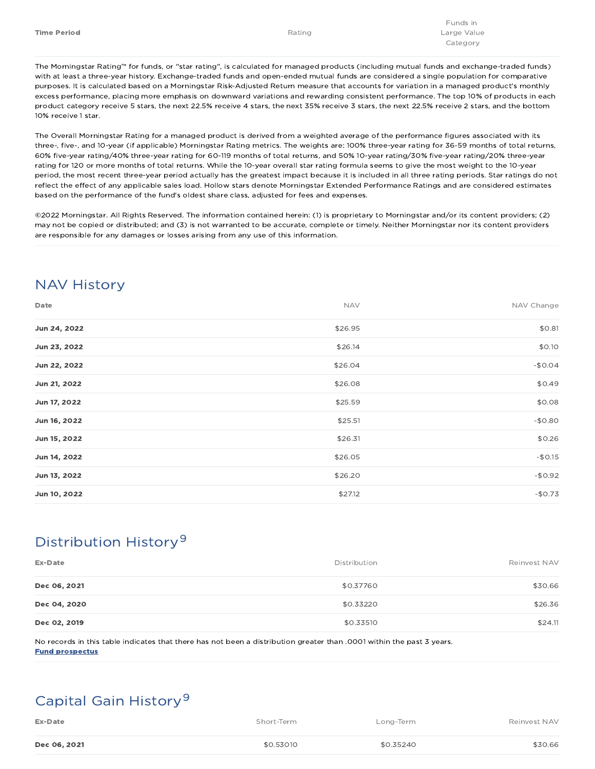| Time Period | Rating | Funds in Large Value Category |
|---|---|---|

The Morningstar Rating™ for funds, or "star rating", is calculated for managed products (including mutual funds and exchange-traded funds) with at least a three-year history. Exchange-traded funds and open-ended mutual funds are considered a single population for comparative purposes. It is calculated based on a Morningstar Risk-Adjusted Return measure that accounts for variation in a managed product's monthly excess performance, placing more emphasis on downward variations and rewarding consistent performance. The top 10% of products in each product category receive 5 stars, the next 22.5% receive 4 stars, the next 35% receive 3 stars, the next 22.5% receive 2 stars, and the bottom 10% receive 1 star.

The Overall Morningstar Rating for a managed product is derived from a weighted average of the performance figures associated with its three-, five-, and 10-year (if applicable) Morningstar Rating metrics. The weights are: 100% three-year rating for 36-59 months of total returns, 60% five-year rating/40% three-year rating for 60-119 months of total returns, and 50% 10-year rating/30% five-year rating/20% three-year rating for 120 or more months of total returns. While the 10-year overall star rating formula seems to give the most weight to the 10-year period, the most recent three-year period actually has the greatest impact because it is included in all three rating periods. Star ratings do not reflect the effect of any applicable sales load. Hollow stars denote Morningstar Extended Performance Ratings and are considered estimates based on the performance of the fund's oldest share class, adjusted for fees and expenses.

©2022 Morningstar. All Rights Reserved. The information contained herein: (1) is proprietary to Morningstar and/or its content providers; (2) may not be copied or distributed; and (3) is not warranted to be accurate, complete or timely. Neither Morningstar nor its content providers are responsible for any damages or losses arising from any use of this information.

## NAV History

| Date | NAV | NAV Change |
|---|---|---|
| **Jun 24, 2022** | $26.95 | $0.81 |
| **Jun 23, 2022** | $26.14 | $0.10 |
| **Jun 22, 2022** | $26.04 | -$0.04 |
| **Jun 21, 2022** | $26.08 | $0.49 |
| **Jun 17, 2022** | $25.59 | $0.08 |
| **Jun 16, 2022** | $25.51 | -$0.80 |
| **Jun 15, 2022** | $26.31 | $0.26 |
| **Jun 14, 2022** | $26.05 | -$0.15 |
| **Jun 13, 2022** | $26.20 | -$0.92 |
| **Jun 10, 2022** | $27.12 | -$0.73 |

## Distribution History[9]

| Ex-Date | Distribution | Reinvest NAV |
|---|---|---|
| **Dec 06, 2021** | $0.37760 | $30.66 |
| **Dec 04, 2020** | $0.33220 | $26.36 |
| **Dec 02, 2019** | $0.33510 | $24.11 |

No records in this table indicates that there has not been a distribution greater than .0001 within the past 3 years.
**Fund prospectus**

## Capital Gain History[9]

| Ex-Date | Short-Term | Long-Term | Reinvest NAV |
|---|---|---|---|
| **Dec 06, 2021** | $0.53010 | $0.35240 | $30.66 |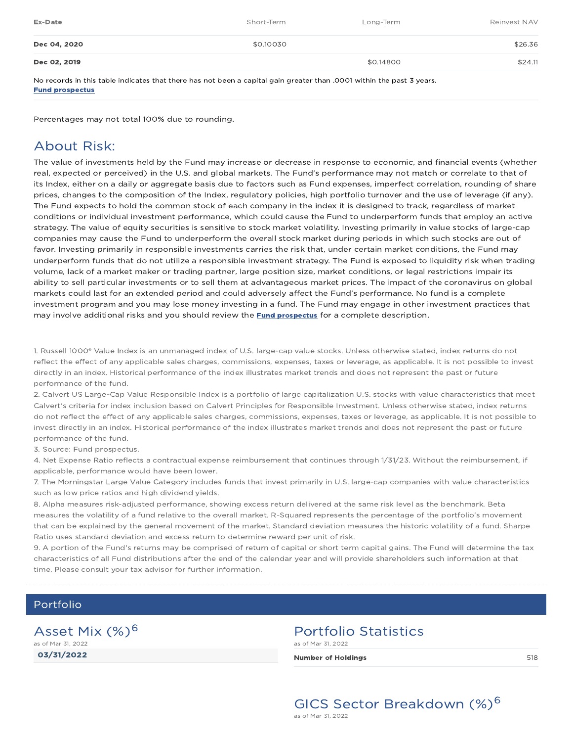| Ex-Date | Short-Term | Long-Term | Reinvest NAV |
| --- | --- | --- | --- |
| **Dec 04, 2020** | $0.10030 | | $26.36 |
| **Dec 02, 2019** | | $0.14800 | $24.11 |

No records in this table indicates that there has not been a capital gain greater than .0001 within the past 3 years.
**Fund prospectus**

Percentages may not total 100% due to rounding.

## About Risk:

The value of investments held by the Fund may increase or decrease in response to economic, and financial events (whether real, expected or perceived) in the U.S. and global markets. The Fund's performance may not match or correlate to that of its Index, either on a daily or aggregate basis due to factors such as Fund expenses, imperfect correlation, rounding of share prices, changes to the composition of the Index, regulatory policies, high portfolio turnover and the use of leverage (if any). The Fund expects to hold the common stock of each company in the index it is designed to track, regardless of market conditions or individual investment performance, which could cause the Fund to underperform funds that employ an active strategy. The value of equity securities is sensitive to stock market volatility. Investing primarily in value stocks of large-cap companies may cause the Fund to underperform the overall stock market during periods in which such stocks are out of favor. Investing primarily in responsible investments carries the risk that, under certain market conditions, the Fund may underperform funds that do not utilize a responsible investment strategy. The Fund is exposed to liquidity risk when trading volume, lack of a market maker or trading partner, large position size, market conditions, or legal restrictions impair its ability to sell particular investments or to sell them at advantageous market prices. The impact of the coronavirus on global markets could last for an extended period and could adversely affect the Fund's performance. No fund is a complete investment program and you may lose money investing in a fund. The Fund may engage in other investment practices that may involve additional risks and you should review the **Fund prospectus** for a complete description.

1. Russell 1000® Value Index is an unmanaged index of U.S. large-cap value stocks. Unless otherwise stated, index returns do not reflect the effect of any applicable sales charges, commissions, expenses, taxes or leverage, as applicable. It is not possible to invest directly in an index. Historical performance of the index illustrates market trends and does not represent the past or future performance of the fund.
2. Calvert US Large-Cap Value Responsible Index is a portfolio of large capitalization U.S. stocks with value characteristics that meet Calvert's criteria for index inclusion based on Calvert Principles for Responsible Investment. Unless otherwise stated, index returns do not reflect the effect of any applicable sales charges, commissions, expenses, taxes or leverage, as applicable. It is not possible to invest directly in an index. Historical performance of the index illustrates market trends and does not represent the past or future performance of the fund.
3. Source: Fund prospectus.
4. Net Expense Ratio reflects a contractual expense reimbursement that continues through 1/31/23. Without the reimbursement, if applicable, performance would have been lower.
7. The Morningstar Large Value Category includes funds that invest primarily in U.S. large-cap companies with value characteristics such as low price ratios and high dividend yields.
8. Alpha measures risk-adjusted performance, showing excess return delivered at the same risk level as the benchmark. Beta measures the volatility of a fund relative to the overall market. R-Squared represents the percentage of the portfolio's movement that can be explained by the general movement of the market. Standard deviation measures the historic volatility of a fund. Sharpe Ratio uses standard deviation and excess return to determine reward per unit of risk.
9. A portion of the Fund's returns may be comprised of return of capital or short term capital gains. The Fund will determine the tax characteristics of all Fund distributions after the end of the calendar year and will provide shareholders such information at that time. Please consult your tax advisor for further information.

## Portfolio

### Asset Mix (%)[6]

as of Mar 31, 2022

**03/31/2022**

### Portfolio Statistics

as of Mar 31, 2022

| | |
| --- | --- |
| **Number of Holdings** | 518 |

### GICS Sector Breakdown (%)[6]

as of Mar 31, 2022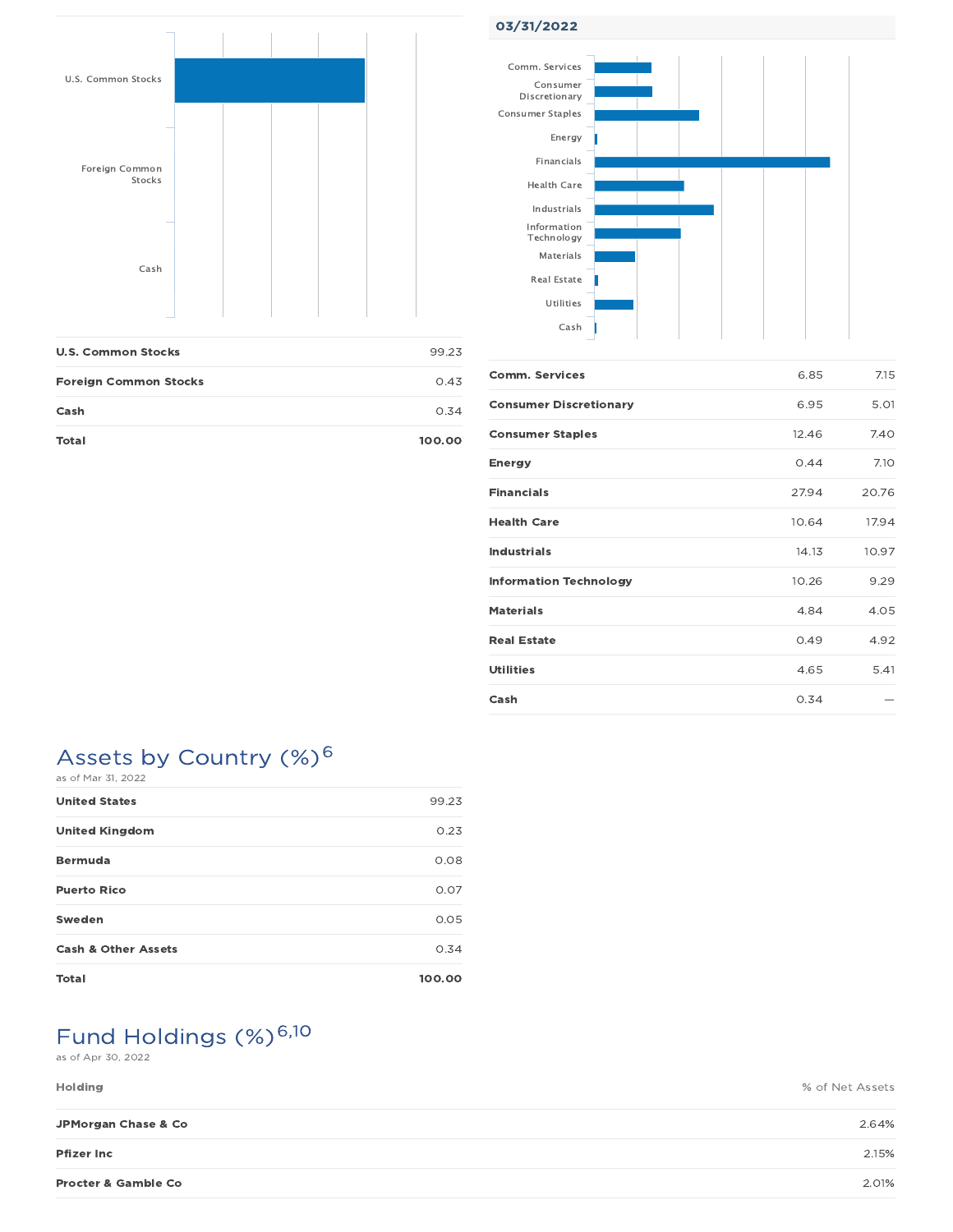| | |
|---|---|
| **U.S. Common Stocks** | 99.23 |
| **Foreign Common Stocks** | 0.43 |
| **Cash** | 0.34 |
| **Total** | **100.00** |

03/31/2022

| | | |
|---|---|---|
| **Comm. Services** | 6.85 | 7.15 |
| **Consumer Discretionary** | 6.95 | 5.01 |
| **Consumer Staples** | 12.46 | 7.40 |
| **Energy** | 0.44 | 7.10 |
| **Financials** | 27.94 | 20.76 |
| **Health Care** | 10.64 | 17.94 |
| **Industrials** | 14.13 | 10.97 |
| **Information Technology** | 10.26 | 9.29 |
| **Materials** | 4.84 | 4.05 |
| **Real Estate** | 0.49 | 4.92 |
| **Utilities** | 4.65 | 5.41 |
| **Cash** | 0.34 | — |

## Assets by Country (%)[6]

as of Mar 31, 2022

| | |
|---|---|
| **United States** | 99.23 |
| **United Kingdom** | 0.23 |
| **Bermuda** | 0.08 |
| **Puerto Rico** | 0.07 |
| **Sweden** | 0.05 |
| **Cash & Other Assets** | 0.34 |
| **Total** | **100.00** |

## Fund Holdings (%)[6,10]

as of Apr 30, 2022

| Holding | % of Net Assets |
|---|---|
| **JPMorgan Chase & Co** | 2.64% |
| **Pfizer Inc** | 2.15% |
| **Procter & Gamble Co** | 2.01% |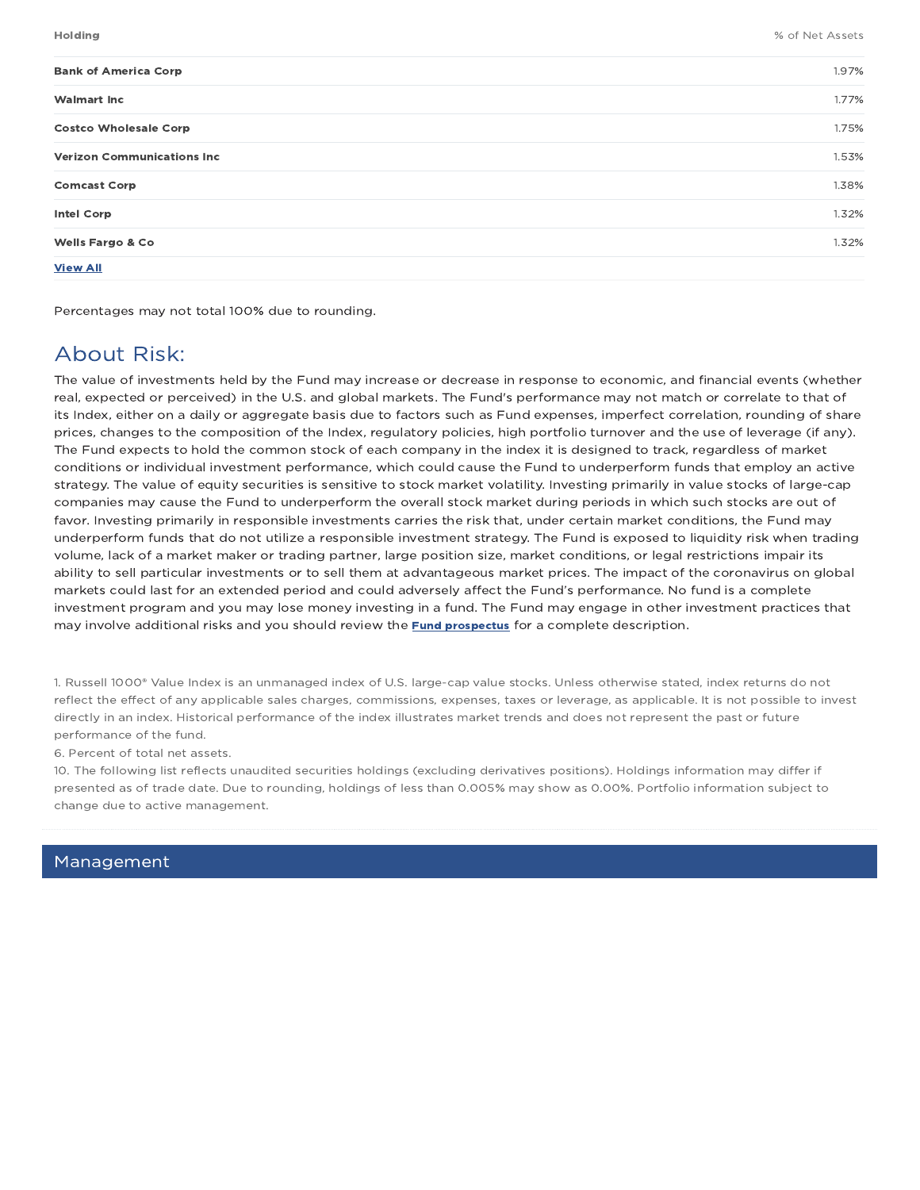| Holding | % of Net Assets |
| --- | --- |
| **Bank of America Corp** | 1.97% |
| **Walmart Inc** | 1.77% |
| **Costco Wholesale Corp** | 1.75% |
| **Verizon Communications Inc** | 1.53% |
| **Comcast Corp** | 1.38% |
| **Intel Corp** | 1.32% |
| **Wells Fargo & Co** | 1.32% |

**View All**

Percentages may not total 100% due to rounding.

## About Risk:

The value of investments held by the Fund may increase or decrease in response to economic, and financial events (whether real, expected or perceived) in the U.S. and global markets. The Fund's performance may not match or correlate to that of its Index, either on a daily or aggregate basis due to factors such as Fund expenses, imperfect correlation, rounding of share prices, changes to the composition of the Index, regulatory policies, high portfolio turnover and the use of leverage (if any). The Fund expects to hold the common stock of each company in the index it is designed to track, regardless of market conditions or individual investment performance, which could cause the Fund to underperform funds that employ an active strategy. The value of equity securities is sensitive to stock market volatility. Investing primarily in value stocks of large-cap companies may cause the Fund to underperform the overall stock market during periods in which such stocks are out of favor. Investing primarily in responsible investments carries the risk that, under certain market conditions, the Fund may underperform funds that do not utilize a responsible investment strategy. The Fund is exposed to liquidity risk when trading volume, lack of a market maker or trading partner, large position size, market conditions, or legal restrictions impair its ability to sell particular investments or to sell them at advantageous market prices. The impact of the coronavirus on global markets could last for an extended period and could adversely affect the Fund's performance. No fund is a complete investment program and you may lose money investing in a fund. The Fund may engage in other investment practices that may involve additional risks and you should review the **Fund prospectus** for a complete description.

1. Russell 1000® Value Index is an unmanaged index of U.S. large-cap value stocks. Unless otherwise stated, index returns do not reflect the effect of any applicable sales charges, commissions, expenses, taxes or leverage, as applicable. It is not possible to invest directly in an index. Historical performance of the index illustrates market trends and does not represent the past or future performance of the fund.

6. Percent of total net assets.

10. The following list reflects unaudited securities holdings (excluding derivatives positions). Holdings information may differ if presented as of trade date. Due to rounding, holdings of less than 0.005% may show as 0.00%. Portfolio information subject to change due to active management.

## Management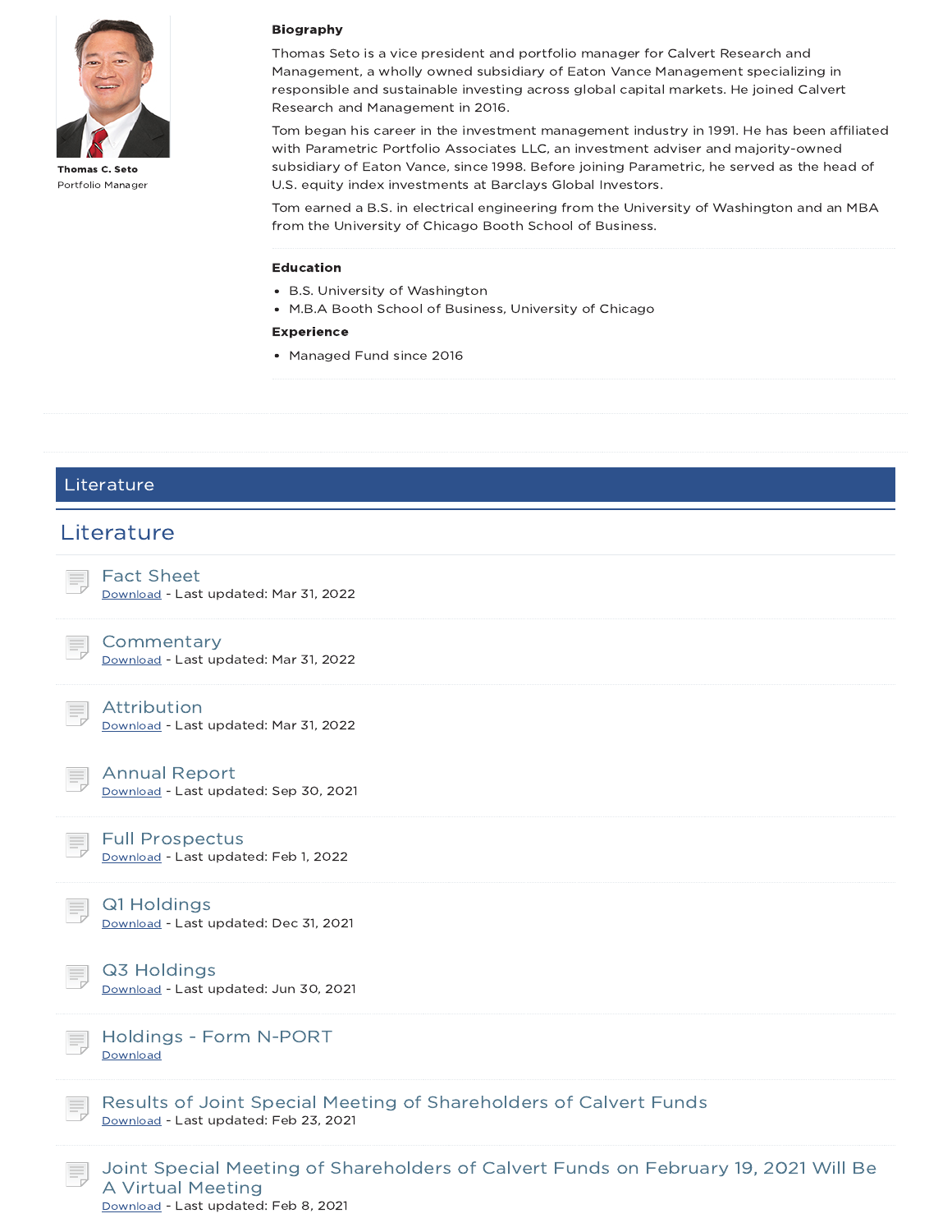**Thomas C. Seto**
Portfolio Manager

**Biography**

Thomas Seto is a vice president and portfolio manager for Calvert Research and Management, a wholly owned subsidiary of Eaton Vance Management specializing in responsible and sustainable investing across global capital markets. He joined Calvert Research and Management in 2016.

Tom began his career in the investment management industry in 1991. He has been affiliated with Parametric Portfolio Associates LLC, an investment adviser and majority-owned subsidiary of Eaton Vance, since 1998. Before joining Parametric, he served as the head of U.S. equity index investments at Barclays Global Investors.

Tom earned a B.S. in electrical engineering from the University of Washington and an MBA from the University of Chicago Booth School of Business.

**Education**

- B.S. University of Washington
- M.B.A Booth School of Business, University of Chicago

**Experience**

- Managed Fund since 2016

## Literature

## Literature

### Fact Sheet
Download - Last updated: Mar 31, 2022

### Commentary
Download - Last updated: Mar 31, 2022

### Attribution
Download - Last updated: Mar 31, 2022

### Annual Report
Download - Last updated: Sep 30, 2021

### Full Prospectus
Download - Last updated: Feb 1, 2022

### Q1 Holdings
Download - Last updated: Dec 31, 2021

### Q3 Holdings
Download - Last updated: Jun 30, 2021

### Holdings - Form N-PORT
Download

### Results of Joint Special Meeting of Shareholders of Calvert Funds
Download - Last updated: Feb 23, 2021

### Joint Special Meeting of Shareholders of Calvert Funds on February 19, 2021 Will Be A Virtual Meeting
Download - Last updated: Feb 8, 2021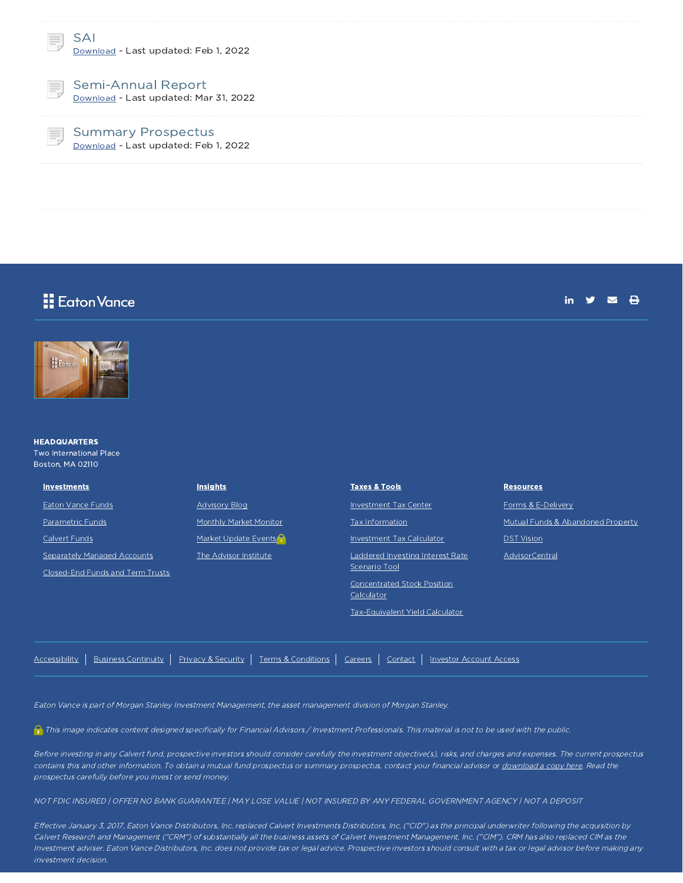### SAI
Download - Last updated: Feb 1, 2022

### Semi-Annual Report
Download - Last updated: Mar 31, 2022

### Summary Prospectus
Download - Last updated: Feb 1, 2022

Eaton Vance

**HEADQUARTERS**
Two International Place
Boston, MA 02110

**Investments**
- Eaton Vance Funds
- Parametric Funds
- Calvert Funds
- Separately Managed Accounts
- Closed-End Funds and Term Trusts

**Insights**
- Advisory Blog
- Monthly Market Monitor
- Market Update Events
- The Advisor Institute

**Taxes & Tools**
- Investment Tax Center
- Tax Information
- Investment Tax Calculator
- Laddered Investing Interest Rate Scenario Tool
- Concentrated Stock Position Calculator
- Tax-Equivalent Yield Calculator

**Resources**
- Forms & E-Delivery
- Mutual Funds & Abandoned Property
- DST Vision
- AdvisorCentral

Accessibility | Business Continuity | Privacy & Security | Terms & Conditions | Careers | Contact | Investor Account Access

*Eaton Vance is part of Morgan Stanley Investment Management, the asset management division of Morgan Stanley.*

*This image indicates content designed specifically for Financial Advisors / Investment Professionals. This material is not to be used with the public.*

*Before investing in any Calvert fund, prospective investors should consider carefully the investment objective(s), risks, and charges and expenses. The current prospectus contains this and other information. To obtain a mutual fund prospectus or summary prospectus, contact your financial advisor or download a copy here. Read the prospectus carefully before you invest or send money.*

*NOT FDIC INSURED | OFFER NO BANK GUARANTEE | MAY LOSE VALUE | NOT INSURED BY ANY FEDERAL GOVERNMENT AGENCY | NOT A DEPOSIT*

*Effective January 3, 2017, Eaton Vance Distributors, Inc. replaced Calvert Investments Distributors, Inc. ("CID") as the principal underwriter following the acquisition by Calvert Research and Management ("CRM") of substantially all the business assets of Calvert Investment Management, Inc. ("CIM"). CRM has also replaced CIM as the Investment adviser. Eaton Vance Distributors, Inc. does not provide tax or legal advice. Prospective investors should consult with a tax or legal advisor before making any investment decision.*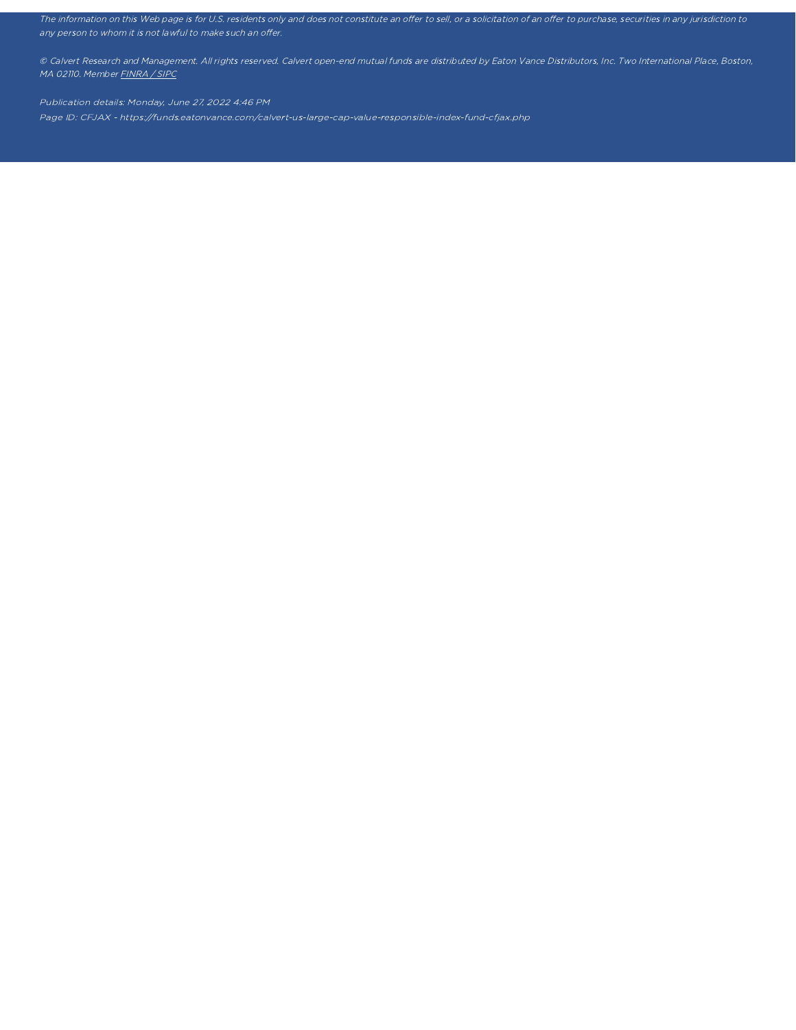*The information on this Web page is for U.S. residents only and does not constitute an offer to sell, or a solicitation of an offer to purchase, securities in any jurisdiction to any person to whom it is not lawful to make such an offer.*

*© Calvert Research and Management. All rights reserved. Calvert open-end mutual funds are distributed by Eaton Vance Distributors, Inc. Two International Place, Boston, MA 02110. Member FINRA / SIPC*

*Publication details: Monday, June 27, 2022 4:46 PM*

*Page ID: CFJAX - https://funds.eatonvance.com/calvert-us-large-cap-value-responsible-index-fund-cfjax.php*